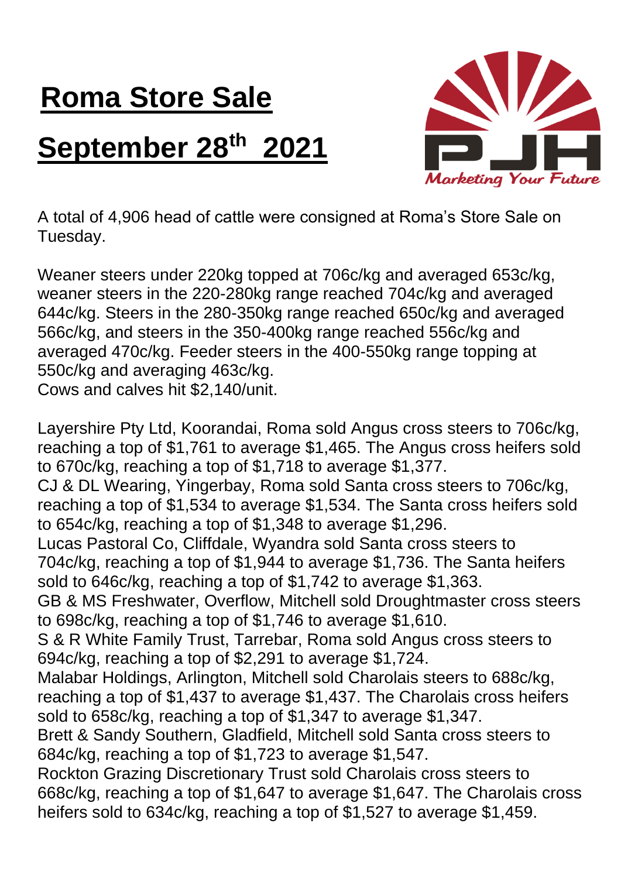# Roma Store Sale

# September 28th 2021

Marketing Your Future

A total of 4,906 head of cattle were consigned at Roma's Store Sale on Tuesday.

Weaner steers under 220kg topped at 706c/kg and averaged 653c/kg, weaner steers in the 220-280kg range reached 704c/kg and averaged 644c/kg. Steers in the 280-350kg range reached 650c/kg and averaged 566c/kg, and steers in the 350-400kg range reached 556c/kg and averaged 470c/kg. Feeder steers in the 400-550kg range topping at 550c/kg and averaging 463c/kg.
Cows and calves hit $2,140/unit.

Layershire Pty Ltd, Koorandai, Roma sold Angus cross steers to 706c/kg, reaching a top of $1,761 to average $1,465. The Angus cross heifers sold to 670c/kg, reaching a top of $1,718 to average $1,377.
CJ & DL Wearing, Yingerbay, Roma sold Santa cross steers to 706c/kg, reaching a top of $1,534 to average $1,534. The Santa cross heifers sold to 654c/kg, reaching a top of $1,348 to average $1,296.
Lucas Pastoral Co, Cliffdale, Wyandra sold Santa cross steers to 704c/kg, reaching a top of $1,944 to average $1,736. The Santa heifers sold to 646c/kg, reaching a top of $1,742 to average $1,363.
GB & MS Freshwater, Overflow, Mitchell sold Droughtmaster cross steers to 698c/kg, reaching a top of $1,746 to average $1,610.
S & R White Family Trust, Tarrebar, Roma sold Angus cross steers to 694c/kg, reaching a top of $2,291 to average $1,724.
Malabar Holdings, Arlington, Mitchell sold Charolais steers to 688c/kg, reaching a top of $1,437 to average $1,437. The Charolais cross heifers sold to 658c/kg, reaching a top of $1,347 to average $1,347.
Brett & Sandy Southern, Gladfield, Mitchell sold Santa cross steers to 684c/kg, reaching a top of $1,723 to average $1,547.
Rockton Grazing Discretionary Trust sold Charolais cross steers to 668c/kg, reaching a top of $1,647 to average $1,647. The Charolais cross heifers sold to 634c/kg, reaching a top of $1,527 to average $1,459.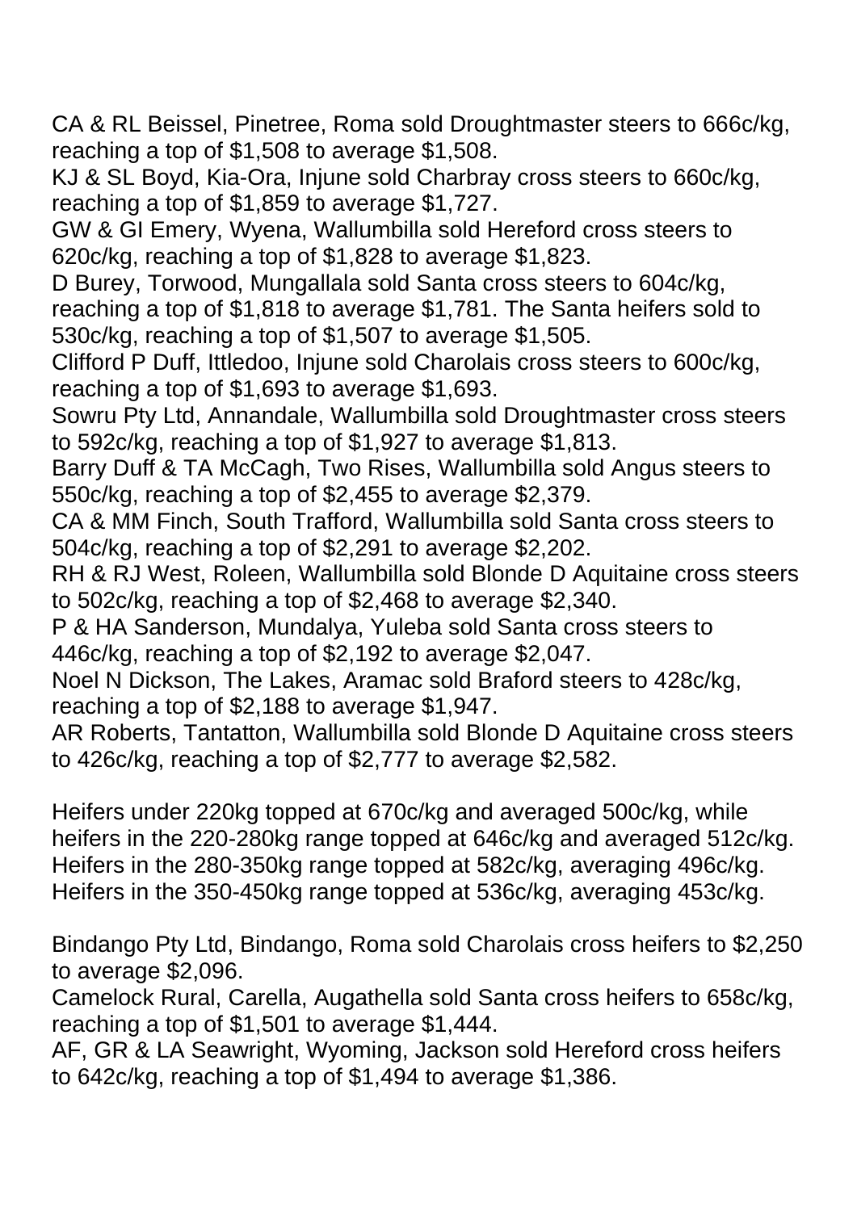CA & RL Beissel, Pinetree, Roma sold Droughtmaster steers to 666c/kg, reaching a top of $1,508 to average $1,508.
KJ & SL Boyd, Kia-Ora, Injune sold Charbray cross steers to 660c/kg, reaching a top of $1,859 to average $1,727.
GW & GI Emery, Wyena, Wallumbilla sold Hereford cross steers to 620c/kg, reaching a top of $1,828 to average $1,823.
D Burey, Torwood, Mungallala sold Santa cross steers to 604c/kg, reaching a top of $1,818 to average $1,781. The Santa heifers sold to 530c/kg, reaching a top of $1,507 to average $1,505.
Clifford P Duff, Ittledoo, Injune sold Charolais cross steers to 600c/kg, reaching a top of $1,693 to average $1,693.
Sowru Pty Ltd, Annandale, Wallumbilla sold Droughtmaster cross steers to 592c/kg, reaching a top of $1,927 to average $1,813.
Barry Duff & TA McCagh, Two Rises, Wallumbilla sold Angus steers to 550c/kg, reaching a top of $2,455 to average $2,379.
CA & MM Finch, South Trafford, Wallumbilla sold Santa cross steers to 504c/kg, reaching a top of $2,291 to average $2,202.
RH & RJ West, Roleen, Wallumbilla sold Blonde D Aquitaine cross steers to 502c/kg, reaching a top of $2,468 to average $2,340.
P & HA Sanderson, Mundalya, Yuleba sold Santa cross steers to 446c/kg, reaching a top of $2,192 to average $2,047.
Noel N Dickson, The Lakes, Aramac sold Braford steers to 428c/kg, reaching a top of $2,188 to average $1,947.
AR Roberts, Tantatton, Wallumbilla sold Blonde D Aquitaine cross steers to 426c/kg, reaching a top of $2,777 to average $2,582.

Heifers under 220kg topped at 670c/kg and averaged 500c/kg, while heifers in the 220-280kg range topped at 646c/kg and averaged 512c/kg. Heifers in the 280-350kg range topped at 582c/kg, averaging 496c/kg. Heifers in the 350-450kg range topped at 536c/kg, averaging 453c/kg.

Bindango Pty Ltd, Bindango, Roma sold Charolais cross heifers to $2,250 to average $2,096.
Camelock Rural, Carella, Augathella sold Santa cross heifers to 658c/kg, reaching a top of $1,501 to average $1,444.
AF, GR & LA Seawright, Wyoming, Jackson sold Hereford cross heifers to 642c/kg, reaching a top of $1,494 to average $1,386.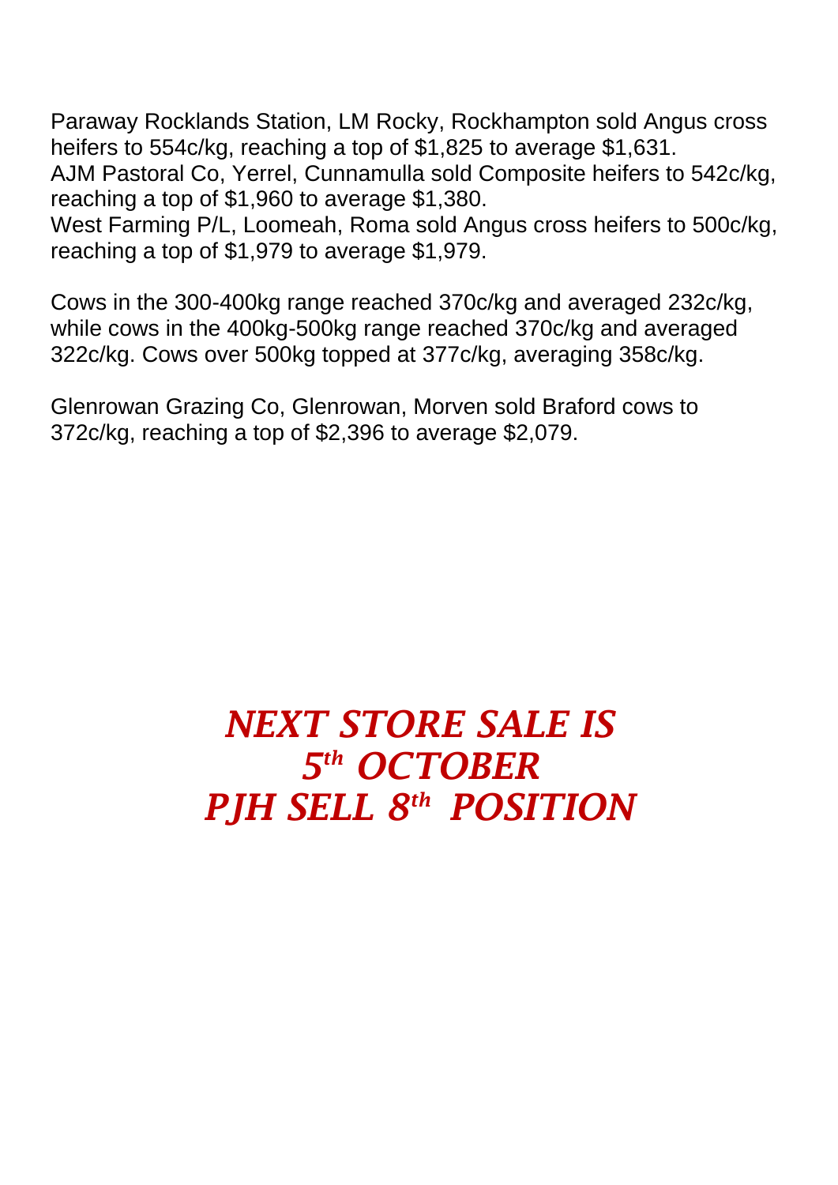Paraway Rocklands Station, LM Rocky, Rockhampton sold Angus cross heifers to 554c/kg, reaching a top of $1,825 to average $1,631.
AJM Pastoral Co, Yerrel, Cunnamulla sold Composite heifers to 542c/kg, reaching a top of $1,960 to average $1,380.
West Farming P/L, Loomeah, Roma sold Angus cross heifers to 500c/kg, reaching a top of $1,979 to average $1,979.

Cows in the 300-400kg range reached 370c/kg and averaged 232c/kg, while cows in the 400kg-500kg range reached 370c/kg and averaged 322c/kg. Cows over 500kg topped at 377c/kg, averaging 358c/kg.

Glenrowan Grazing Co, Glenrowan, Morven sold Braford cows to 372c/kg, reaching a top of $2,396 to average $2,079.

***NEXT STORE SALE IS***
***5th OCTOBER***
***PJH SELL 8th POSITION***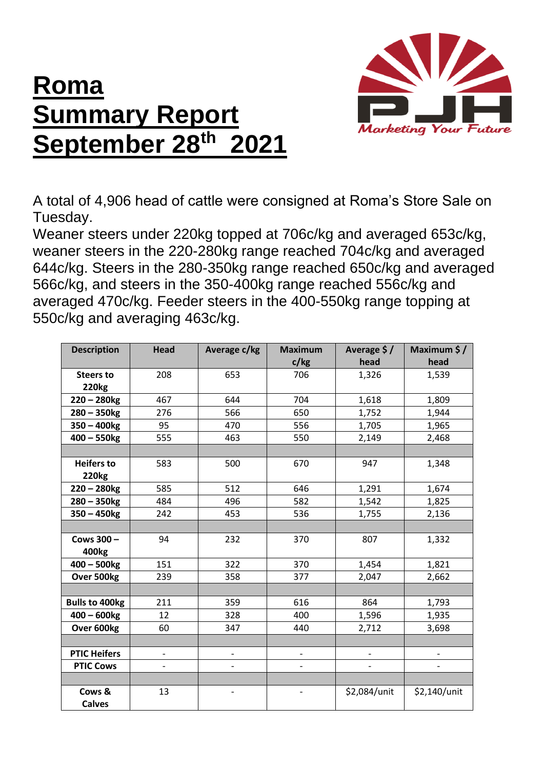# Roma Summary Report September 28th 2021

PJH Marketing Your Future

A total of 4,906 head of cattle were consigned at Roma's Store Sale on Tuesday.
Weaner steers under 220kg topped at 706c/kg and averaged 653c/kg, weaner steers in the 220-280kg range reached 704c/kg and averaged 644c/kg. Steers in the 280-350kg range reached 650c/kg and averaged 566c/kg, and steers in the 350-400kg range reached 556c/kg and averaged 470c/kg. Feeder steers in the 400-550kg range topping at 550c/kg and averaging 463c/kg.

| Description | Head | Average c/kg | Maximum c/kg | Average $ / head | Maximum $ / head |
|---|---|---|---|---|---|
| **Steers to 220kg** | 208 | 653 | 706 | 1,326 | 1,539 |
| **220 – 280kg** | 467 | 644 | 704 | 1,618 | 1,809 |
| **280 – 350kg** | 276 | 566 | 650 | 1,752 | 1,944 |
| **350 – 400kg** | 95 | 470 | 556 | 1,705 | 1,965 |
| **400 – 550kg** | 555 | 463 | 550 | 2,149 | 2,468 |
| | | | | | |
| **Heifers to 220kg** | 583 | 500 | 670 | 947 | 1,348 |
| **220 – 280kg** | 585 | 512 | 646 | 1,291 | 1,674 |
| **280 – 350kg** | 484 | 496 | 582 | 1,542 | 1,825 |
| **350 – 450kg** | 242 | 453 | 536 | 1,755 | 2,136 |
| | | | | | |
| **Cows 300 – 400kg** | 94 | 232 | 370 | 807 | 1,332 |
| **400 – 500kg** | 151 | 322 | 370 | 1,454 | 1,821 |
| **Over 500kg** | 239 | 358 | 377 | 2,047 | 2,662 |
| | | | | | |
| **Bulls to 400kg** | 211 | 359 | 616 | 864 | 1,793 |
| **400 – 600kg** | 12 | 328 | 400 | 1,596 | 1,935 |
| **Over 600kg** | 60 | 347 | 440 | 2,712 | 3,698 |
| | | | | | |
| **PTIC Heifers** | - | - | - | - | - |
| **PTIC Cows** | - | - | - | - | - |
| | | | | | |
| **Cows & Calves** | 13 | - | - | $2,084/unit | $2,140/unit |